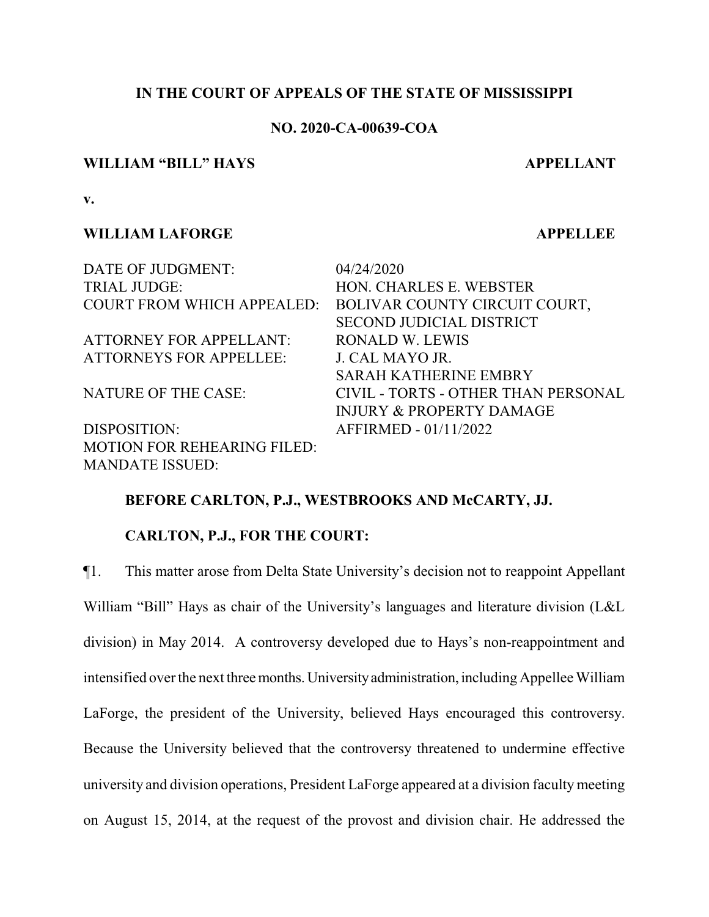**IN THE COURT OF APPEALS OF THE STATE OF MISSISSIPPI**

**NO. 2020-CA-00639-COA**

**WILLIAM "BILL" HAYS** **APPELLANT**

**v.**

**WILLIAM LAFORGE** **APPELLEE**

| | |
|---|---|
| DATE OF JUDGMENT: | 04/24/2020 |
| TRIAL JUDGE: | HON. CHARLES E. WEBSTER |
| COURT FROM WHICH APPEALED: | BOLIVAR COUNTY CIRCUIT COURT, SECOND JUDICIAL DISTRICT |
| ATTORNEY FOR APPELLANT: | RONALD W. LEWIS |
| ATTORNEYS FOR APPELLEE: | J. CAL MAYO JR. SARAH KATHERINE EMBRY |
| NATURE OF THE CASE: | CIVIL - TORTS - OTHER THAN PERSONAL INJURY & PROPERTY DAMAGE |
| DISPOSITION: | AFFIRMED - 01/11/2022 |
| MOTION FOR REHEARING FILED: | |
| MANDATE ISSUED: | |

**BEFORE CARLTON, P.J., WESTBROOKS AND McCARTY, JJ.**

**CARLTON, P.J., FOR THE COURT:**

¶1. This matter arose from Delta State University's decision not to reappoint Appellant William "Bill" Hays as chair of the University's languages and literature division (L&L division) in May 2014. A controversy developed due to Hays's non-reappointment and intensified over the next three months. University administration, including Appellee William LaForge, the president of the University, believed Hays encouraged this controversy. Because the University believed that the controversy threatened to undermine effective university and division operations, President LaForge appeared at a division faculty meeting on August 15, 2014, at the request of the provost and division chair. He addressed the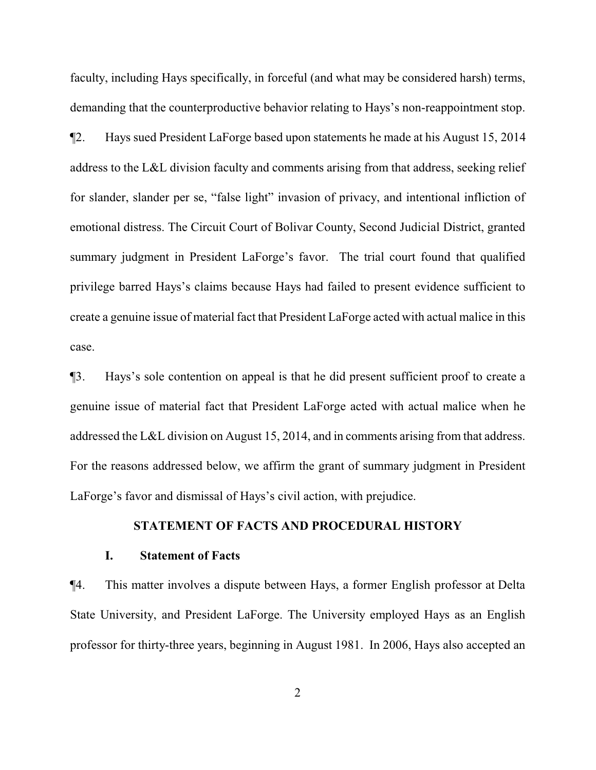faculty, including Hays specifically, in forceful (and what may be considered harsh) terms, demanding that the counterproductive behavior relating to Hays's non-reappointment stop.

¶2. Hays sued President LaForge based upon statements he made at his August 15, 2014 address to the L&L division faculty and comments arising from that address, seeking relief for slander, slander per se, "false light" invasion of privacy, and intentional infliction of emotional distress. The Circuit Court of Bolivar County, Second Judicial District, granted summary judgment in President LaForge's favor. The trial court found that qualified privilege barred Hays's claims because Hays had failed to present evidence sufficient to create a genuine issue of material fact that President LaForge acted with actual malice in this case.

¶3. Hays's sole contention on appeal is that he did present sufficient proof to create a genuine issue of material fact that President LaForge acted with actual malice when he addressed the L&L division on August 15, 2014, and in comments arising from that address. For the reasons addressed below, we affirm the grant of summary judgment in President LaForge's favor and dismissal of Hays's civil action, with prejudice.

## STATEMENT OF FACTS AND PROCEDURAL HISTORY

### I. Statement of Facts

¶4. This matter involves a dispute between Hays, a former English professor at Delta State University, and President LaForge. The University employed Hays as an English professor for thirty-three years, beginning in August 1981. In 2006, Hays also accepted an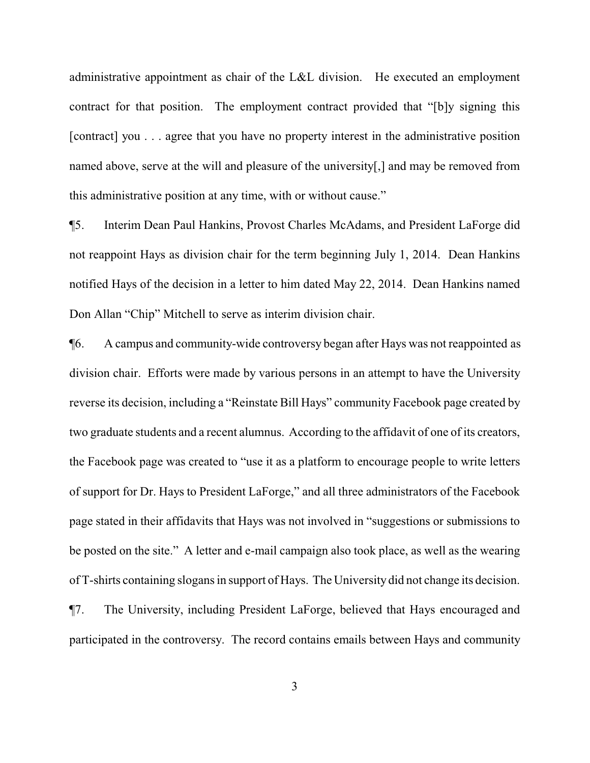administrative appointment as chair of the L&L division. He executed an employment contract for that position. The employment contract provided that "[b]y signing this [contract] you . . . agree that you have no property interest in the administrative position named above, serve at the will and pleasure of the university[,] and may be removed from this administrative position at any time, with or without cause."

¶5. Interim Dean Paul Hankins, Provost Charles McAdams, and President LaForge did not reappoint Hays as division chair for the term beginning July 1, 2014. Dean Hankins notified Hays of the decision in a letter to him dated May 22, 2014. Dean Hankins named Don Allan "Chip" Mitchell to serve as interim division chair.

¶6. A campus and community-wide controversy began after Hays was not reappointed as division chair. Efforts were made by various persons in an attempt to have the University reverse its decision, including a "Reinstate Bill Hays" community Facebook page created by two graduate students and a recent alumnus. According to the affidavit of one of its creators, the Facebook page was created to "use it as a platform to encourage people to write letters of support for Dr. Hays to President LaForge," and all three administrators of the Facebook page stated in their affidavits that Hays was not involved in "suggestions or submissions to be posted on the site." A letter and e-mail campaign also took place, as well as the wearing of T-shirts containing slogans in support of Hays. The University did not change its decision.

¶7. The University, including President LaForge, believed that Hays encouraged and participated in the controversy. The record contains emails between Hays and community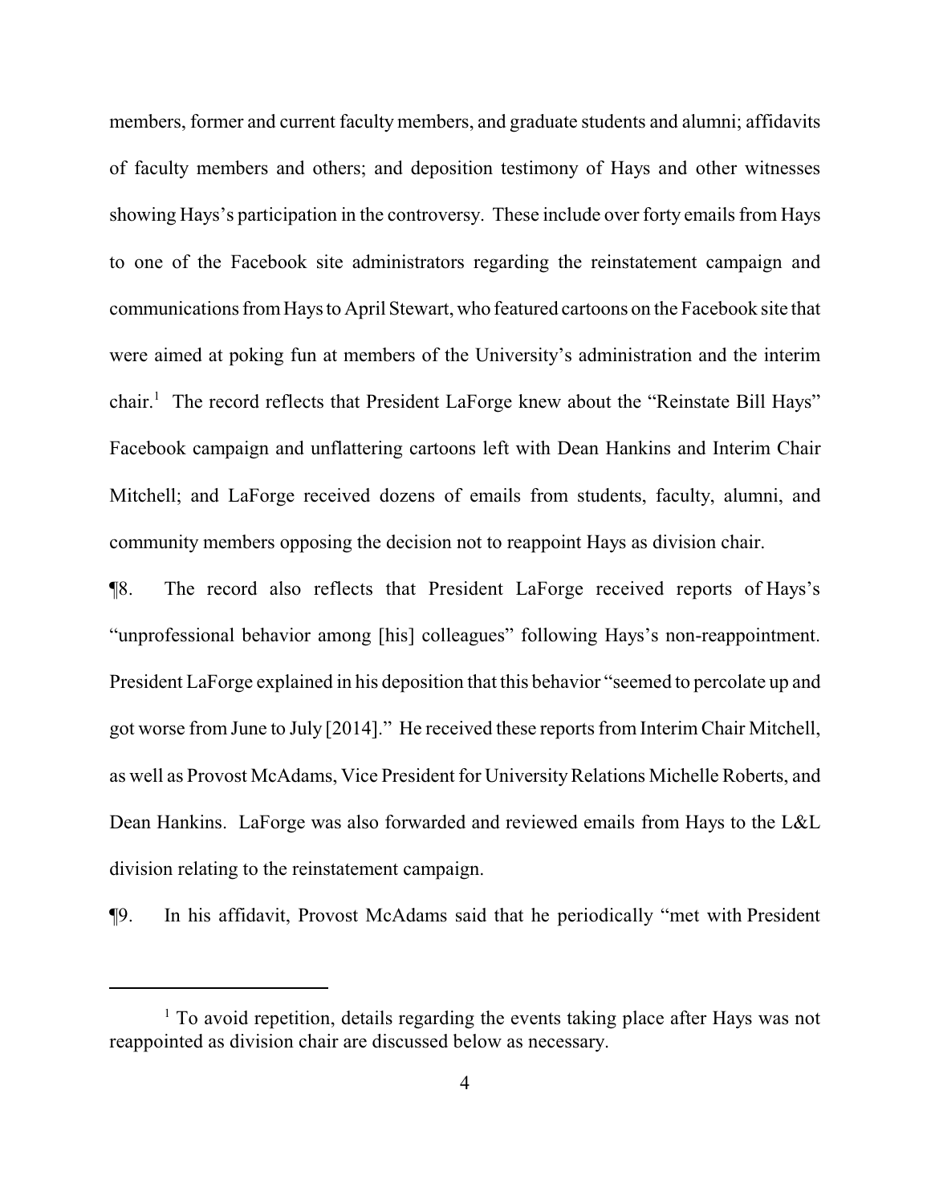members, former and current faculty members, and graduate students and alumni; affidavits of faculty members and others; and deposition testimony of Hays and other witnesses showing Hays's participation in the controversy. These include over forty emails from Hays to one of the Facebook site administrators regarding the reinstatement campaign and communications from Hays to April Stewart, who featured cartoons on the Facebook site that were aimed at poking fun at members of the University's administration and the interim chair.[1] The record reflects that President LaForge knew about the "Reinstate Bill Hays" Facebook campaign and unflattering cartoons left with Dean Hankins and Interim Chair Mitchell; and LaForge received dozens of emails from students, faculty, alumni, and community members opposing the decision not to reappoint Hays as division chair.

¶8. The record also reflects that President LaForge received reports of Hays's "unprofessional behavior among [his] colleagues" following Hays's non-reappointment. President LaForge explained in his deposition that this behavior "seemed to percolate up and got worse from June to July [2014]." He received these reports from Interim Chair Mitchell, as well as Provost McAdams, Vice President for University Relations Michelle Roberts, and Dean Hankins. LaForge was also forwarded and reviewed emails from Hays to the L&L division relating to the reinstatement campaign.

¶9. In his affidavit, Provost McAdams said that he periodically "met with President

---

[1] To avoid repetition, details regarding the events taking place after Hays was not reappointed as division chair are discussed below as necessary.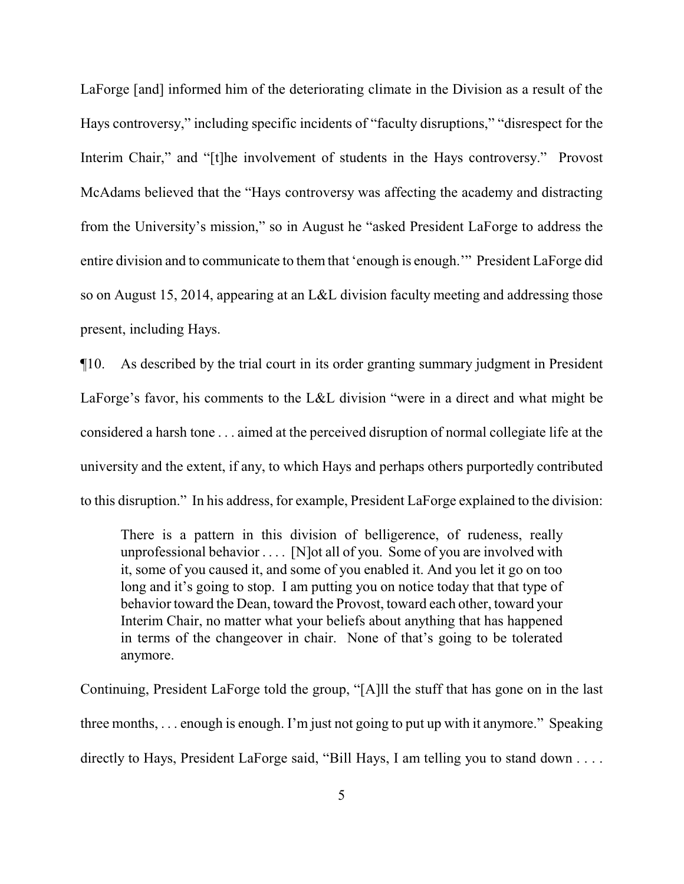LaForge [and] informed him of the deteriorating climate in the Division as a result of the Hays controversy," including specific incidents of "faculty disruptions," "disrespect for the Interim Chair," and "[t]he involvement of students in the Hays controversy." Provost McAdams believed that the "Hays controversy was affecting the academy and distracting from the University's mission," so in August he "asked President LaForge to address the entire division and to communicate to them that 'enough is enough.'" President LaForge did so on August 15, 2014, appearing at an L&L division faculty meeting and addressing those present, including Hays.

¶10. As described by the trial court in its order granting summary judgment in President LaForge's favor, his comments to the L&L division "were in a direct and what might be considered a harsh tone . . . aimed at the perceived disruption of normal collegiate life at the university and the extent, if any, to which Hays and perhaps others purportedly contributed to this disruption." In his address, for example, President LaForge explained to the division:

> There is a pattern in this division of belligerence, of rudeness, really unprofessional behavior . . . . [N]ot all of you. Some of you are involved with it, some of you caused it, and some of you enabled it. And you let it go on too long and it's going to stop. I am putting you on notice today that that type of behavior toward the Dean, toward the Provost, toward each other, toward your Interim Chair, no matter what your beliefs about anything that has happened in terms of the changeover in chair. None of that's going to be tolerated anymore.

Continuing, President LaForge told the group, "[A]ll the stuff that has gone on in the last three months, . . . enough is enough. I'm just not going to put up with it anymore." Speaking directly to Hays, President LaForge said, "Bill Hays, I am telling you to stand down . . . .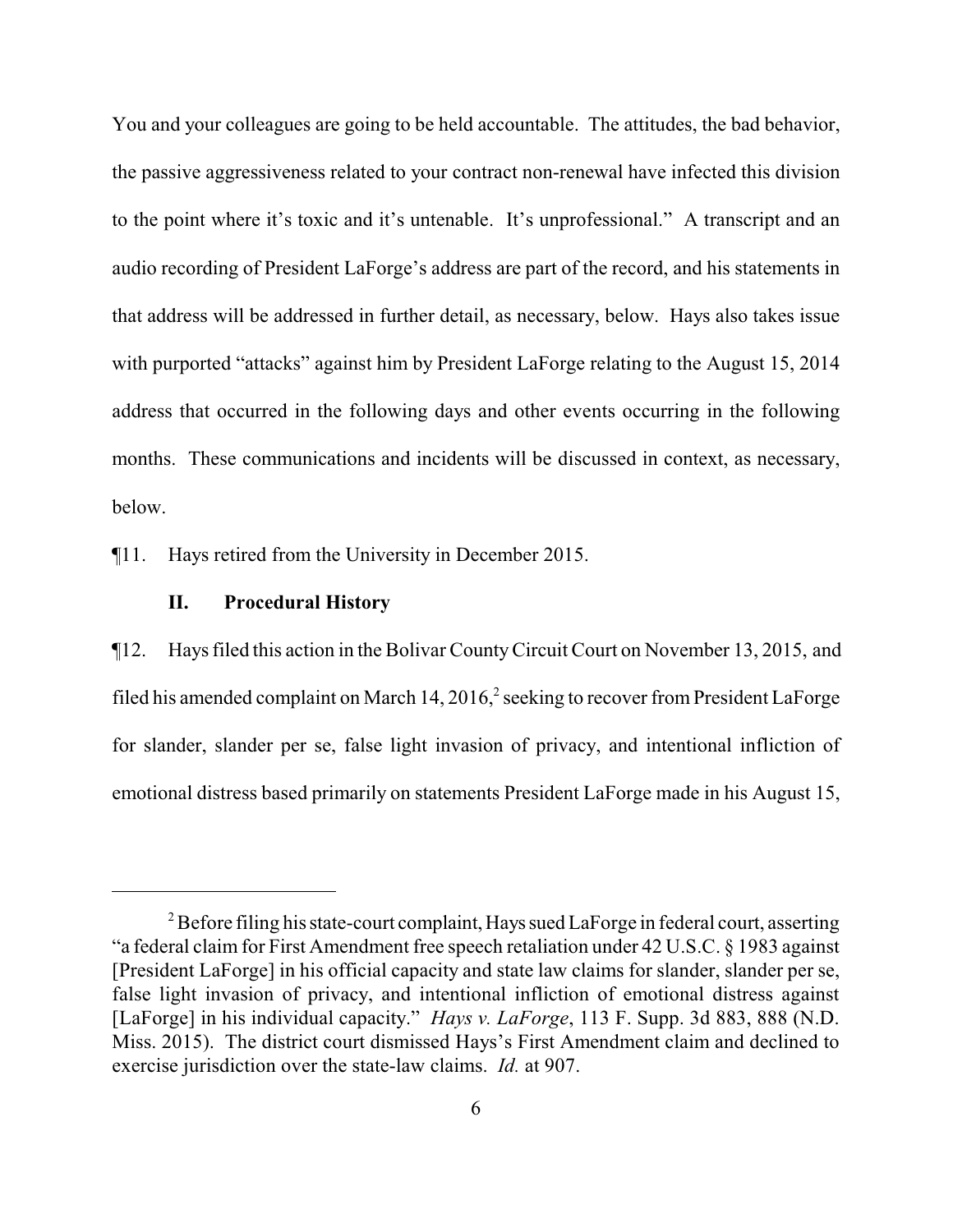You and your colleagues are going to be held accountable. The attitudes, the bad behavior, the passive aggressiveness related to your contract non-renewal have infected this division to the point where it's toxic and it's untenable. It's unprofessional." A transcript and an audio recording of President LaForge's address are part of the record, and his statements in that address will be addressed in further detail, as necessary, below. Hays also takes issue with purported "attacks" against him by President LaForge relating to the August 15, 2014 address that occurred in the following days and other events occurring in the following months. These communications and incidents will be discussed in context, as necessary, below.

¶11. Hays retired from the University in December 2015.

## II. Procedural History

¶12. Hays filed this action in the Bolivar County Circuit Court on November 13, 2015, and filed his amended complaint on March 14, 2016,[2] seeking to recover from President LaForge for slander, slander per se, false light invasion of privacy, and intentional infliction of emotional distress based primarily on statements President LaForge made in his August 15,

---

[2] Before filing his state-court complaint, Hays sued LaForge in federal court, asserting "a federal claim for First Amendment free speech retaliation under 42 U.S.C. § 1983 against [President LaForge] in his official capacity and state law claims for slander, slander per se, false light invasion of privacy, and intentional infliction of emotional distress against [LaForge] in his individual capacity." *Hays v. LaForge*, 113 F. Supp. 3d 883, 888 (N.D. Miss. 2015). The district court dismissed Hays's First Amendment claim and declined to exercise jurisdiction over the state-law claims. *Id.* at 907.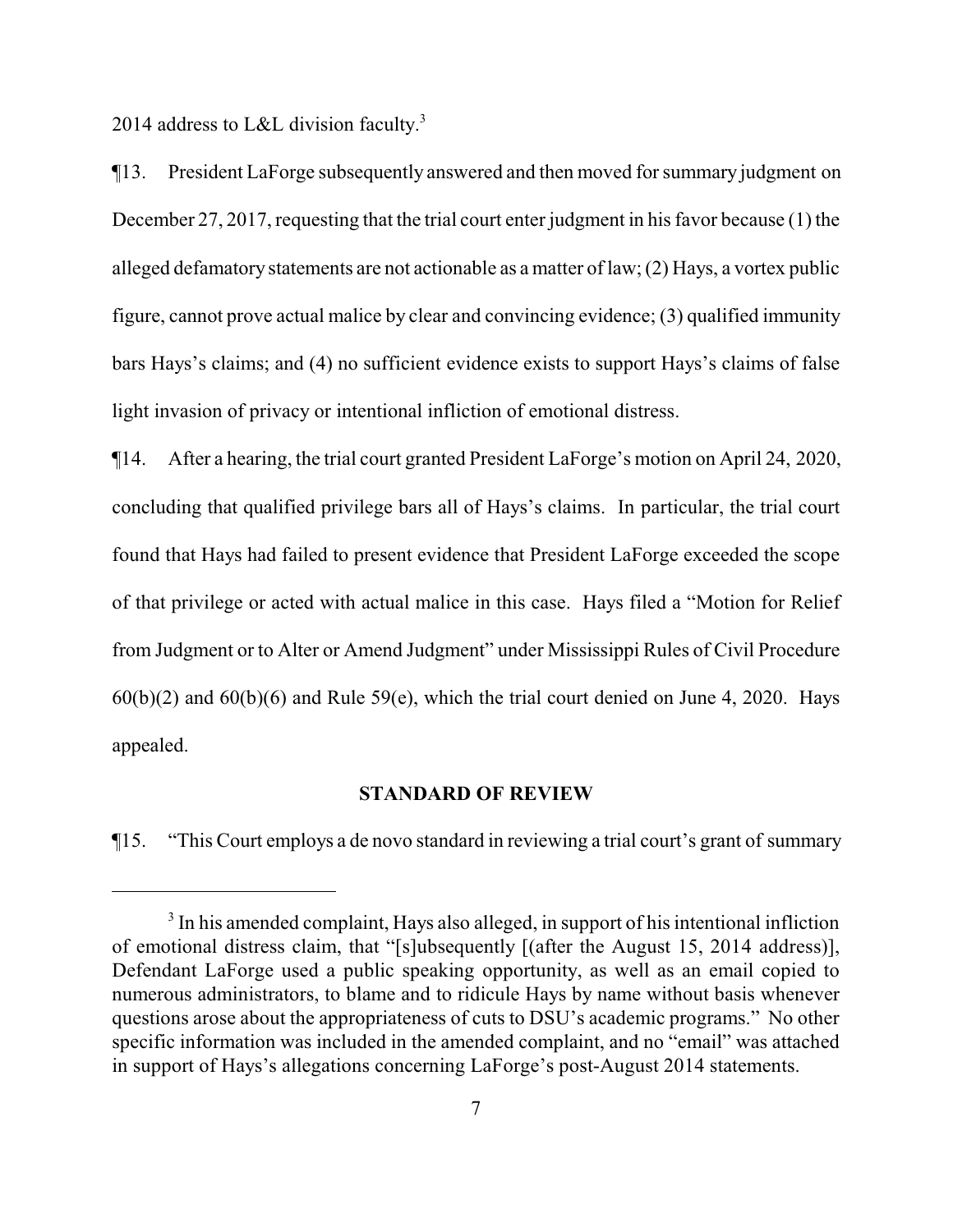2014 address to L&L division faculty.[3]

¶13. President LaForge subsequently answered and then moved for summary judgment on December 27, 2017, requesting that the trial court enter judgment in his favor because (1) the alleged defamatory statements are not actionable as a matter of law; (2) Hays, a vortex public figure, cannot prove actual malice by clear and convincing evidence; (3) qualified immunity bars Hays's claims; and (4) no sufficient evidence exists to support Hays's claims of false light invasion of privacy or intentional infliction of emotional distress.

¶14. After a hearing, the trial court granted President LaForge's motion on April 24, 2020, concluding that qualified privilege bars all of Hays's claims. In particular, the trial court found that Hays had failed to present evidence that President LaForge exceeded the scope of that privilege or acted with actual malice in this case. Hays filed a "Motion for Relief from Judgment or to Alter or Amend Judgment" under Mississippi Rules of Civil Procedure 60(b)(2) and 60(b)(6) and Rule 59(e), which the trial court denied on June 4, 2020. Hays appealed.

## STANDARD OF REVIEW

¶15. "This Court employs a de novo standard in reviewing a trial court's grant of summary

[3] In his amended complaint, Hays also alleged, in support of his intentional infliction of emotional distress claim, that "[s]ubsequently [(after the August 15, 2014 address)], Defendant LaForge used a public speaking opportunity, as well as an email copied to numerous administrators, to blame and to ridicule Hays by name without basis whenever questions arose about the appropriateness of cuts to DSU's academic programs." No other specific information was included in the amended complaint, and no "email" was attached in support of Hays's allegations concerning LaForge's post-August 2014 statements.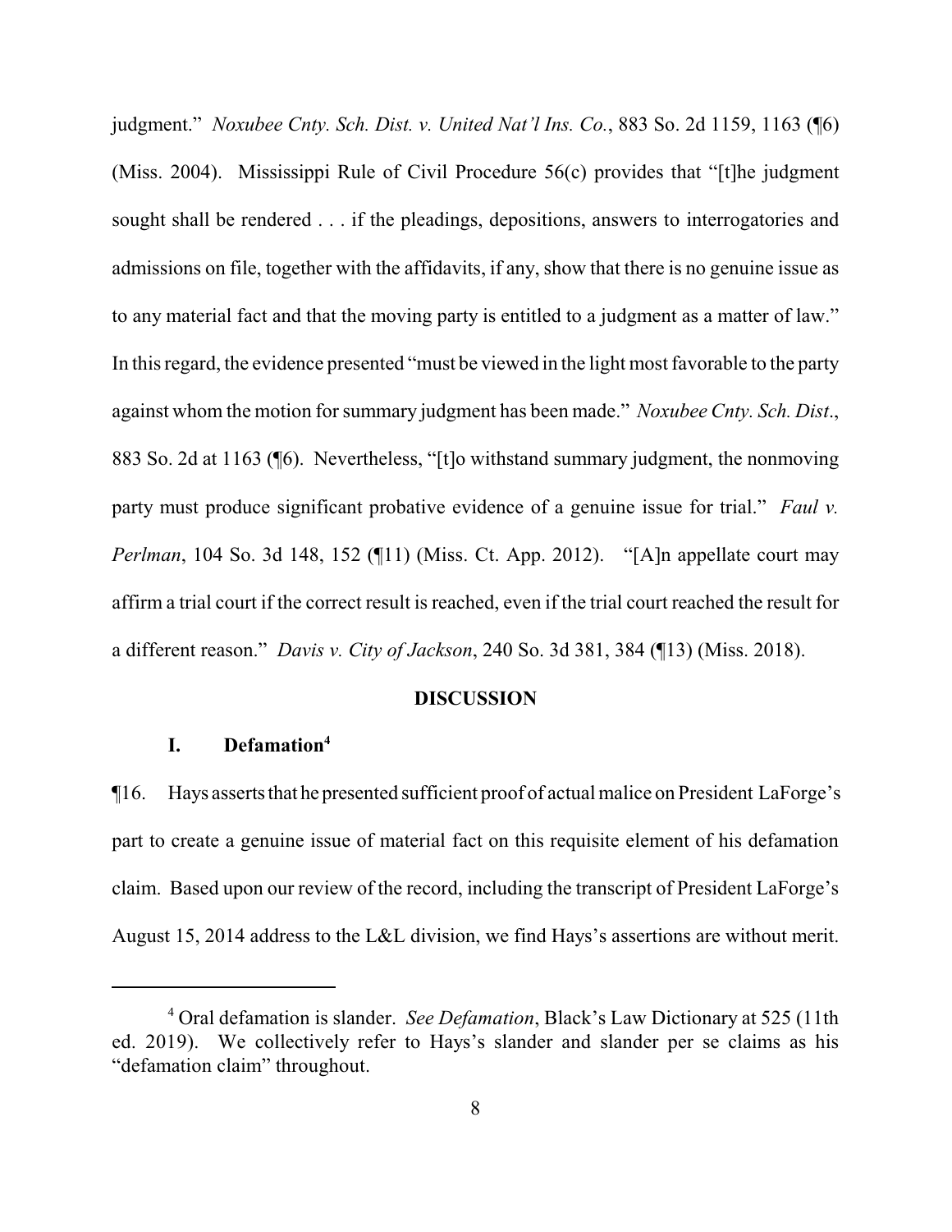judgment." *Noxubee Cnty. Sch. Dist. v. United Nat'l Ins. Co.*, 883 So. 2d 1159, 1163 (¶6) (Miss. 2004). Mississippi Rule of Civil Procedure 56(c) provides that "[t]he judgment sought shall be rendered . . . if the pleadings, depositions, answers to interrogatories and admissions on file, together with the affidavits, if any, show that there is no genuine issue as to any material fact and that the moving party is entitled to a judgment as a matter of law." In this regard, the evidence presented "must be viewed in the light most favorable to the party against whom the motion for summary judgment has been made." *Noxubee Cnty. Sch. Dist.*, 883 So. 2d at 1163 (¶6). Nevertheless, "[t]o withstand summary judgment, the nonmoving party must produce significant probative evidence of a genuine issue for trial." *Faul v. Perlman*, 104 So. 3d 148, 152 (¶11) (Miss. Ct. App. 2012). "[A]n appellate court may affirm a trial court if the correct result is reached, even if the trial court reached the result for a different reason." *Davis v. City of Jackson*, 240 So. 3d 381, 384 (¶13) (Miss. 2018).

## DISCUSSION

### I. Defamation[4]

¶16. Hays asserts that he presented sufficient proof of actual malice on President LaForge's part to create a genuine issue of material fact on this requisite element of his defamation claim. Based upon our review of the record, including the transcript of President LaForge's August 15, 2014 address to the L&L division, we find Hays's assertions are without merit.

[4] Oral defamation is slander. *See Defamation*, Black's Law Dictionary at 525 (11th ed. 2019). We collectively refer to Hays's slander and slander per se claims as his "defamation claim" throughout.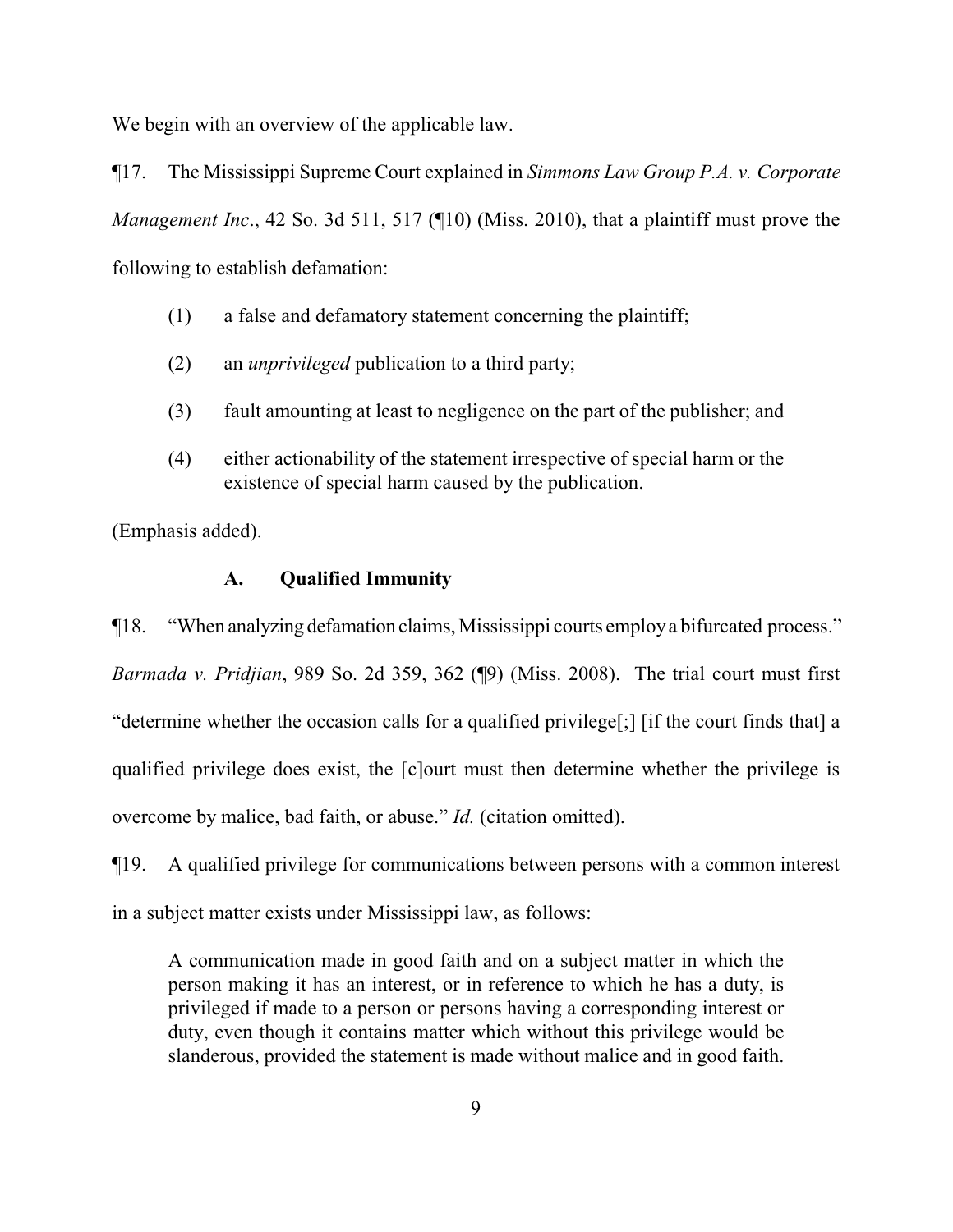We begin with an overview of the applicable law.

¶17. The Mississippi Supreme Court explained in *Simmons Law Group P.A. v. Corporate Management Inc*., 42 So. 3d 511, 517 (¶10) (Miss. 2010), that a plaintiff must prove the following to establish defamation:

> (1) a false and defamatory statement concerning the plaintiff;
>
> (2) an *unprivileged* publication to a third party;
>
> (3) fault amounting at least to negligence on the part of the publisher; and
>
> (4) either actionability of the statement irrespective of special harm or the existence of special harm caused by the publication.

(Emphasis added).

### A. Qualified Immunity

¶18. "When analyzing defamation claims, Mississippi courts employ a bifurcated process." *Barmada v. Pridjian*, 989 So. 2d 359, 362 (¶9) (Miss. 2008). The trial court must first "determine whether the occasion calls for a qualified privilege[;] [if the court finds that] a qualified privilege does exist, the [c]ourt must then determine whether the privilege is overcome by malice, bad faith, or abuse." *Id.* (citation omitted).

¶19. A qualified privilege for communications between persons with a common interest in a subject matter exists under Mississippi law, as follows:

> A communication made in good faith and on a subject matter in which the person making it has an interest, or in reference to which he has a duty, is privileged if made to a person or persons having a corresponding interest or duty, even though it contains matter which without this privilege would be slanderous, provided the statement is made without malice and in good faith.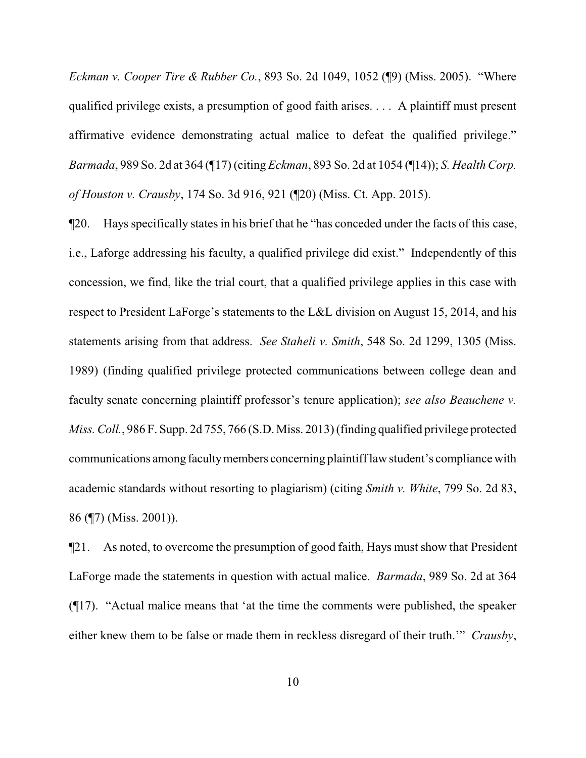*Eckman v. Cooper Tire & Rubber Co.*, 893 So. 2d 1049, 1052 (¶9) (Miss. 2005). "Where qualified privilege exists, a presumption of good faith arises. . . . A plaintiff must present affirmative evidence demonstrating actual malice to defeat the qualified privilege." *Barmada*, 989 So. 2d at 364 (¶17) (citing *Eckman*, 893 So. 2d at 1054 (¶14)); *S. Health Corp. of Houston v. Crausby*, 174 So. 3d 916, 921 (¶20) (Miss. Ct. App. 2015).

¶20. Hays specifically states in his brief that he "has conceded under the facts of this case, i.e., Laforge addressing his faculty, a qualified privilege did exist." Independently of this concession, we find, like the trial court, that a qualified privilege applies in this case with respect to President LaForge's statements to the L&L division on August 15, 2014, and his statements arising from that address. *See Staheli v. Smith*, 548 So. 2d 1299, 1305 (Miss. 1989) (finding qualified privilege protected communications between college dean and faculty senate concerning plaintiff professor's tenure application); *see also Beauchene v. Miss. Coll.*, 986 F. Supp. 2d 755, 766 (S.D. Miss. 2013) (finding qualified privilege protected communications among faculty members concerning plaintiff law student's compliance with academic standards without resorting to plagiarism) (citing *Smith v. White*, 799 So. 2d 83, 86 (¶7) (Miss. 2001)).

¶21. As noted, to overcome the presumption of good faith, Hays must show that President LaForge made the statements in question with actual malice. *Barmada*, 989 So. 2d at 364 (¶17). "Actual malice means that 'at the time the comments were published, the speaker either knew them to be false or made them in reckless disregard of their truth.'" *Crausby*,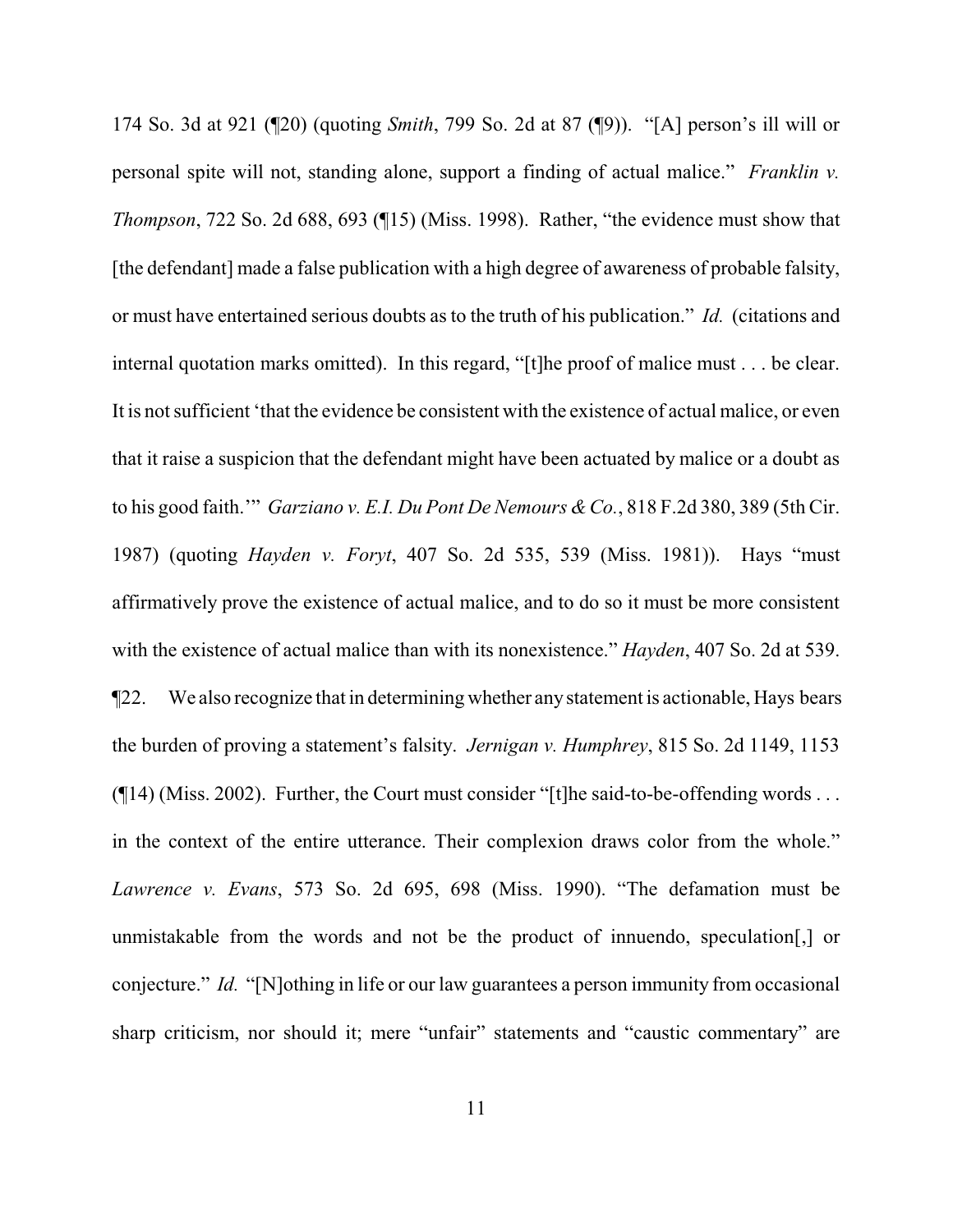174 So. 3d at 921 (¶20) (quoting *Smith*, 799 So. 2d at 87 (¶9)). "[A] person's ill will or personal spite will not, standing alone, support a finding of actual malice." *Franklin v. Thompson*, 722 So. 2d 688, 693 (¶15) (Miss. 1998). Rather, "the evidence must show that [the defendant] made a false publication with a high degree of awareness of probable falsity, or must have entertained serious doubts as to the truth of his publication." *Id.* (citations and internal quotation marks omitted). In this regard, "[t]he proof of malice must . . . be clear. It is not sufficient 'that the evidence be consistent with the existence of actual malice, or even that it raise a suspicion that the defendant might have been actuated by malice or a doubt as to his good faith.'" *Garziano v. E.I. Du Pont De Nemours & Co.*, 818 F.2d 380, 389 (5th Cir. 1987) (quoting *Hayden v. Foryt*, 407 So. 2d 535, 539 (Miss. 1981)). Hays "must affirmatively prove the existence of actual malice, and to do so it must be more consistent with the existence of actual malice than with its nonexistence." *Hayden*, 407 So. 2d at 539.

¶22. We also recognize that in determining whether any statement is actionable, Hays bears the burden of proving a statement's falsity. *Jernigan v. Humphrey*, 815 So. 2d 1149, 1153 (¶14) (Miss. 2002). Further, the Court must consider "[t]he said-to-be-offending words . . . in the context of the entire utterance. Their complexion draws color from the whole." *Lawrence v. Evans*, 573 So. 2d 695, 698 (Miss. 1990). "The defamation must be unmistakable from the words and not be the product of innuendo, speculation[,] or conjecture." *Id.* "[N]othing in life or our law guarantees a person immunity from occasional sharp criticism, nor should it; mere "unfair" statements and "caustic commentary" are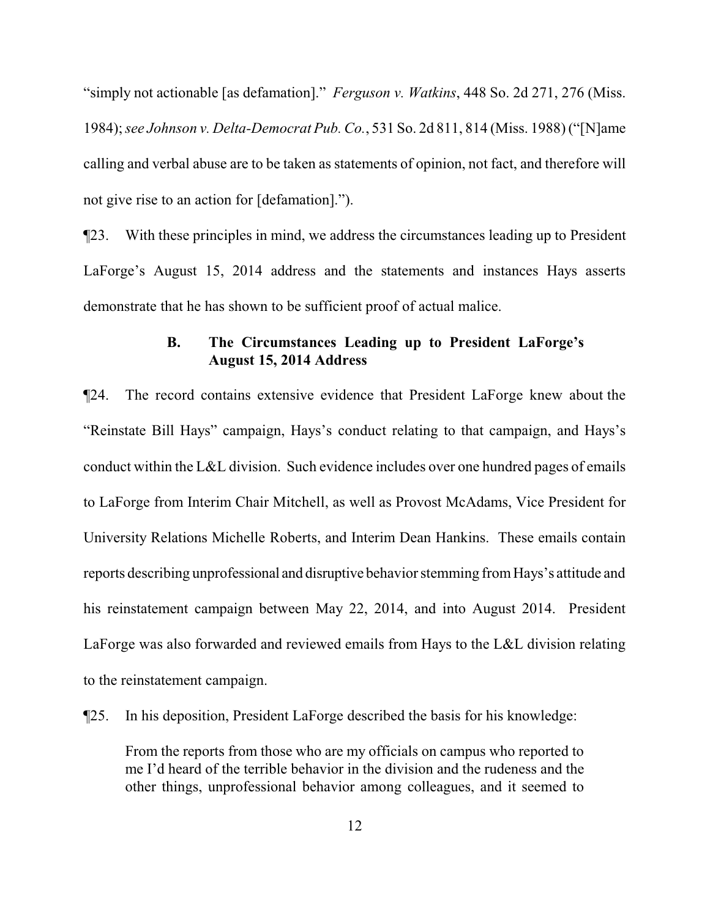"simply not actionable [as defamation]." *Ferguson v. Watkins*, 448 So. 2d 271, 276 (Miss. 1984); *see Johnson v. Delta-Democrat Pub. Co.*, 531 So. 2d 811, 814 (Miss. 1988) ("[N]ame calling and verbal abuse are to be taken as statements of opinion, not fact, and therefore will not give rise to an action for [defamation].").

¶23. With these principles in mind, we address the circumstances leading up to President LaForge's August 15, 2014 address and the statements and instances Hays asserts demonstrate that he has shown to be sufficient proof of actual malice.

### B. The Circumstances Leading up to President LaForge's August 15, 2014 Address

¶24. The record contains extensive evidence that President LaForge knew about the "Reinstate Bill Hays" campaign, Hays's conduct relating to that campaign, and Hays's conduct within the L&L division. Such evidence includes over one hundred pages of emails to LaForge from Interim Chair Mitchell, as well as Provost McAdams, Vice President for University Relations Michelle Roberts, and Interim Dean Hankins. These emails contain reports describing unprofessional and disruptive behavior stemming from Hays's attitude and his reinstatement campaign between May 22, 2014, and into August 2014. President LaForge was also forwarded and reviewed emails from Hays to the L&L division relating to the reinstatement campaign.

¶25. In his deposition, President LaForge described the basis for his knowledge:

> From the reports from those who are my officials on campus who reported to me I'd heard of the terrible behavior in the division and the rudeness and the other things, unprofessional behavior among colleagues, and it seemed to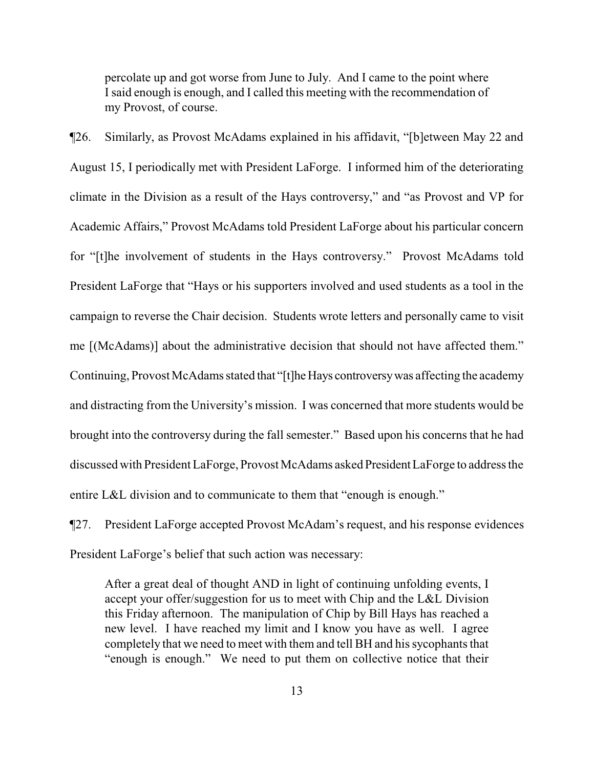> percolate up and got worse from June to July. And I came to the point where I said enough is enough, and I called this meeting with the recommendation of my Provost, of course.

¶26. Similarly, as Provost McAdams explained in his affidavit, "[b]etween May 22 and August 15, I periodically met with President LaForge. I informed him of the deteriorating climate in the Division as a result of the Hays controversy," and "as Provost and VP for Academic Affairs," Provost McAdams told President LaForge about his particular concern for "[t]he involvement of students in the Hays controversy." Provost McAdams told President LaForge that "Hays or his supporters involved and used students as a tool in the campaign to reverse the Chair decision. Students wrote letters and personally came to visit me [(McAdams)] about the administrative decision that should not have affected them." Continuing, Provost McAdams stated that "[t]he Hays controversy was affecting the academy and distracting from the University's mission. I was concerned that more students would be brought into the controversy during the fall semester." Based upon his concerns that he had discussed with President LaForge, Provost McAdams asked President LaForge to address the entire L&L division and to communicate to them that "enough is enough."

¶27. President LaForge accepted Provost McAdam's request, and his response evidences President LaForge's belief that such action was necessary:

> After a great deal of thought AND in light of continuing unfolding events, I accept your offer/suggestion for us to meet with Chip and the L&L Division this Friday afternoon. The manipulation of Chip by Bill Hays has reached a new level. I have reached my limit and I know you have as well. I agree completely that we need to meet with them and tell BH and his sycophants that "enough is enough." We need to put them on collective notice that their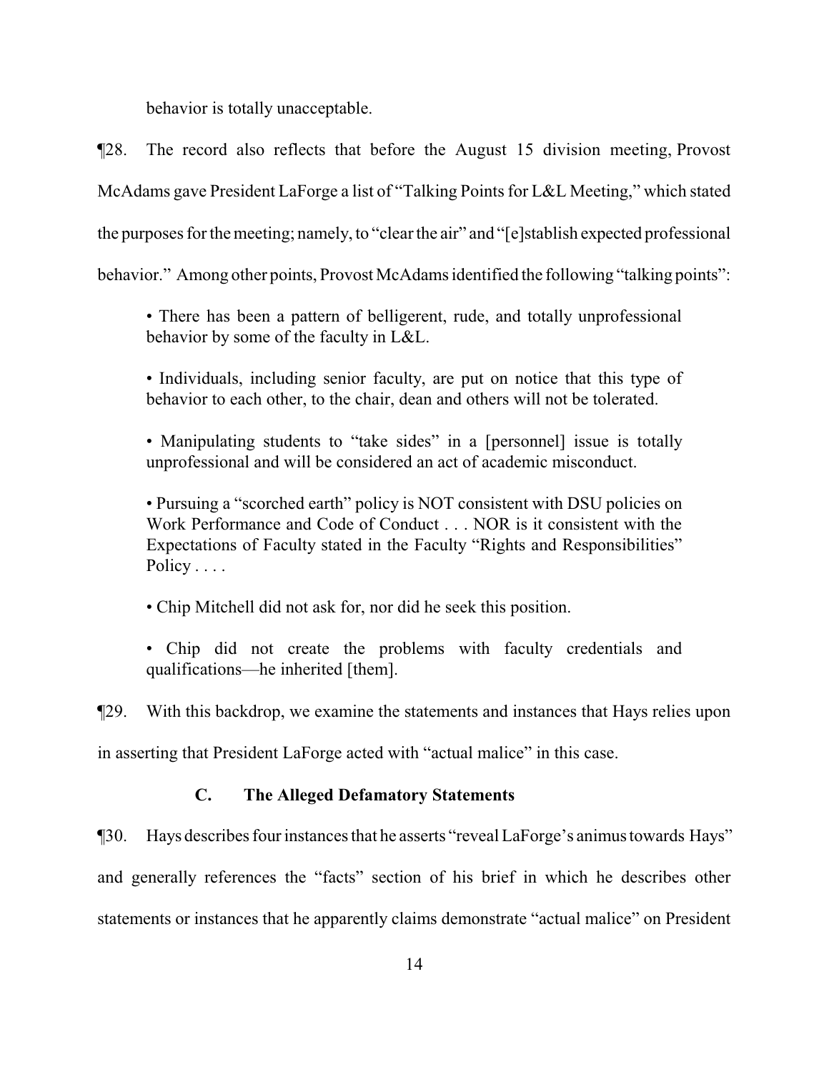behavior is totally unacceptable.

¶28. The record also reflects that before the August 15 division meeting, Provost McAdams gave President LaForge a list of "Talking Points for L&L Meeting," which stated the purposes for the meeting; namely, to "clear the air" and "[e]stablish expected professional behavior." Among other points, Provost McAdams identified the following "talking points":

> • There has been a pattern of belligerent, rude, and totally unprofessional behavior by some of the faculty in L&L.
>
> • Individuals, including senior faculty, are put on notice that this type of behavior to each other, to the chair, dean and others will not be tolerated.
>
> • Manipulating students to "take sides" in a [personnel] issue is totally unprofessional and will be considered an act of academic misconduct.
>
> • Pursuing a "scorched earth" policy is NOT consistent with DSU policies on Work Performance and Code of Conduct . . . NOR is it consistent with the Expectations of Faculty stated in the Faculty "Rights and Responsibilities" Policy . . . .
>
> • Chip Mitchell did not ask for, nor did he seek this position.
>
> • Chip did not create the problems with faculty credentials and qualifications—he inherited [them].

¶29. With this backdrop, we examine the statements and instances that Hays relies upon in asserting that President LaForge acted with "actual malice" in this case.

### C. The Alleged Defamatory Statements

¶30. Hays describes four instances that he asserts "reveal LaForge's animus towards Hays" and generally references the "facts" section of his brief in which he describes other statements or instances that he apparently claims demonstrate "actual malice" on President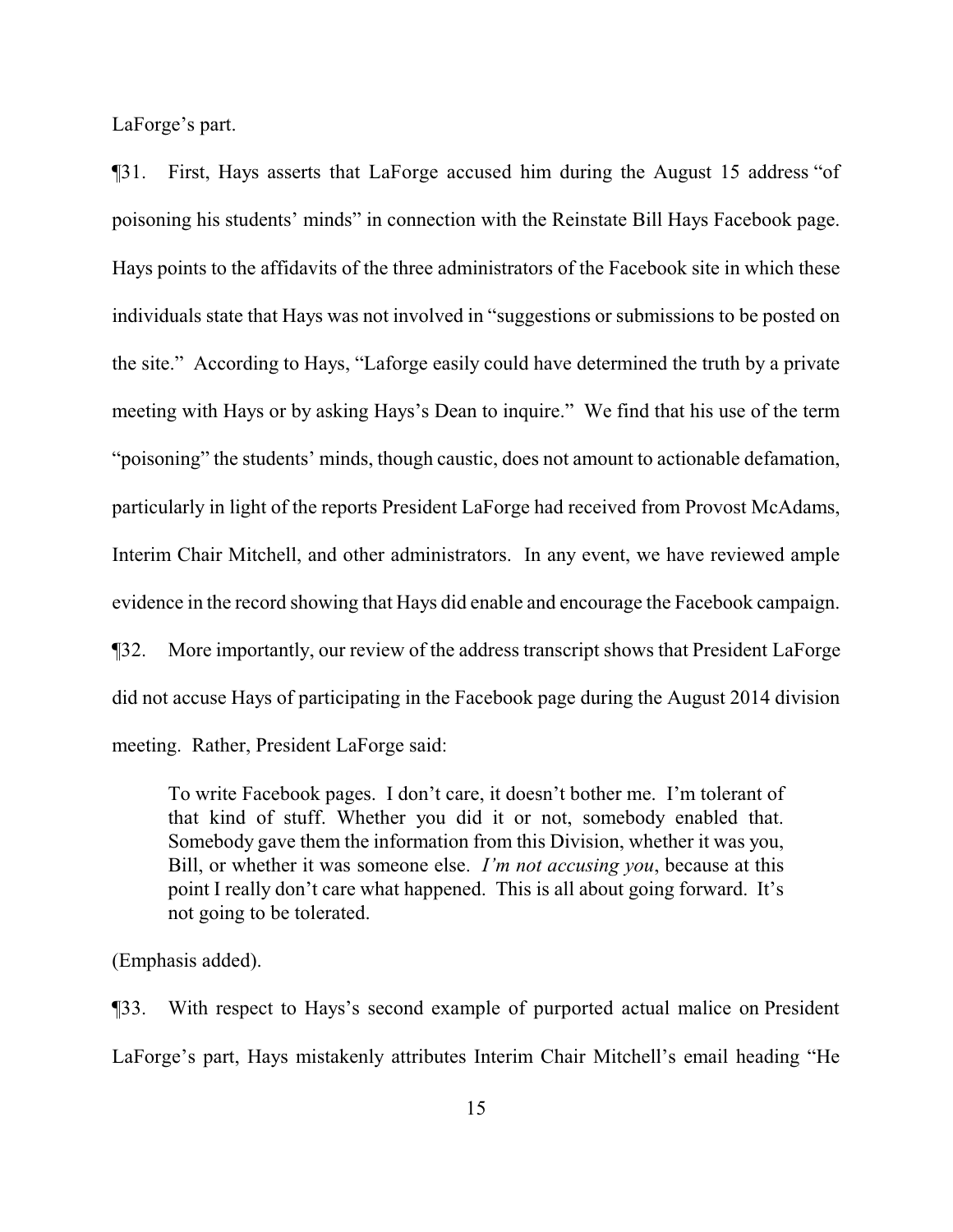LaForge's part.

¶31. First, Hays asserts that LaForge accused him during the August 15 address "of poisoning his students' minds" in connection with the Reinstate Bill Hays Facebook page. Hays points to the affidavits of the three administrators of the Facebook site in which these individuals state that Hays was not involved in "suggestions or submissions to be posted on the site." According to Hays, "Laforge easily could have determined the truth by a private meeting with Hays or by asking Hays's Dean to inquire." We find that his use of the term "poisoning" the students' minds, though caustic, does not amount to actionable defamation, particularly in light of the reports President LaForge had received from Provost McAdams, Interim Chair Mitchell, and other administrators. In any event, we have reviewed ample evidence in the record showing that Hays did enable and encourage the Facebook campaign.

¶32. More importantly, our review of the address transcript shows that President LaForge did not accuse Hays of participating in the Facebook page during the August 2014 division meeting. Rather, President LaForge said:

> To write Facebook pages. I don't care, it doesn't bother me. I'm tolerant of that kind of stuff. Whether you did it or not, somebody enabled that. Somebody gave them the information from this Division, whether it was you, Bill, or whether it was someone else. *I'm not accusing you*, because at this point I really don't care what happened. This is all about going forward. It's not going to be tolerated.

(Emphasis added).

¶33. With respect to Hays's second example of purported actual malice on President LaForge's part, Hays mistakenly attributes Interim Chair Mitchell's email heading "He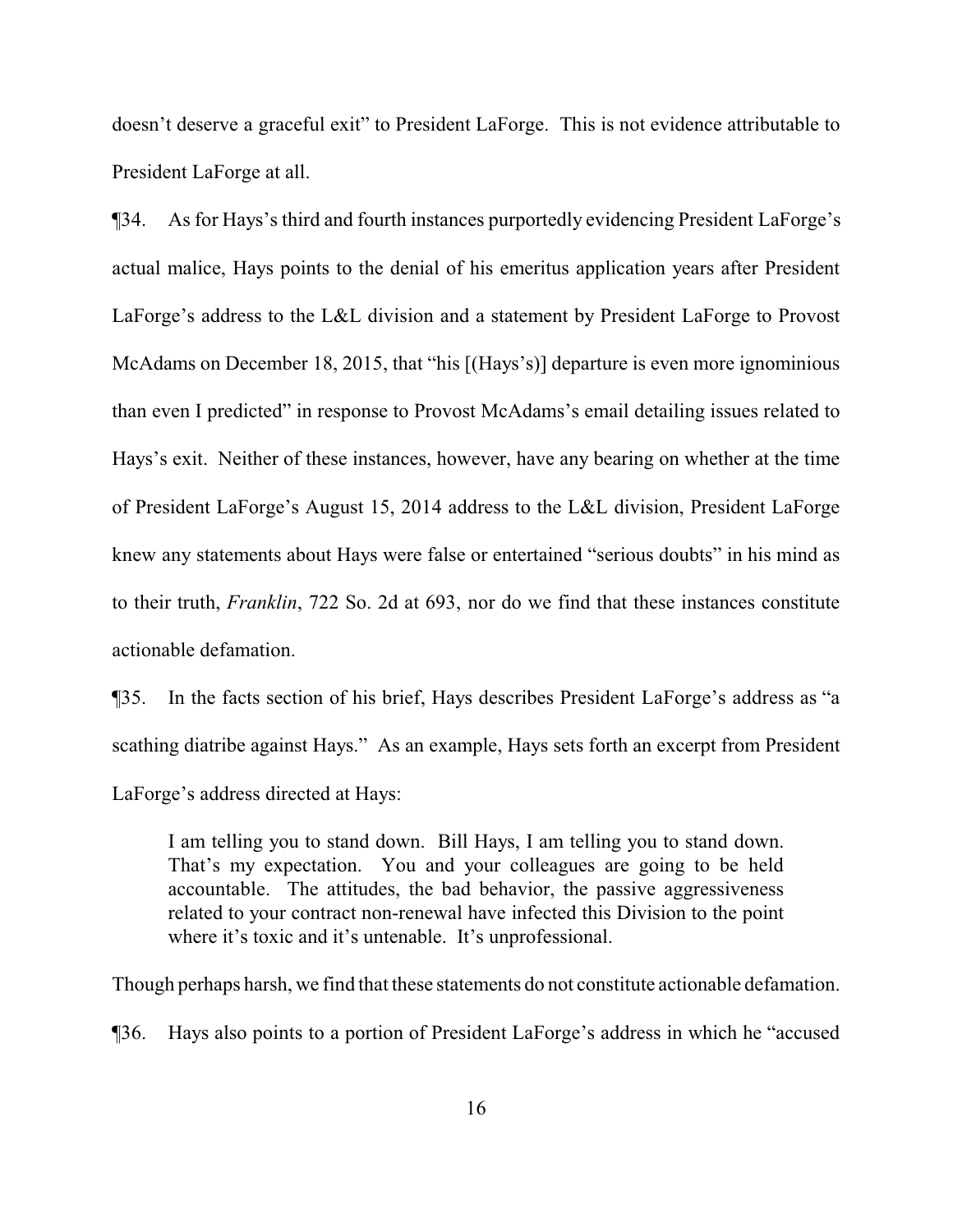doesn't deserve a graceful exit" to President LaForge. This is not evidence attributable to President LaForge at all.

¶34. As for Hays's third and fourth instances purportedly evidencing President LaForge's actual malice, Hays points to the denial of his emeritus application years after President LaForge's address to the L&L division and a statement by President LaForge to Provost McAdams on December 18, 2015, that "his [(Hays's)] departure is even more ignominious than even I predicted" in response to Provost McAdams's email detailing issues related to Hays's exit. Neither of these instances, however, have any bearing on whether at the time of President LaForge's August 15, 2014 address to the L&L division, President LaForge knew any statements about Hays were false or entertained "serious doubts" in his mind as to their truth, *Franklin*, 722 So. 2d at 693, nor do we find that these instances constitute actionable defamation.

¶35. In the facts section of his brief, Hays describes President LaForge's address as "a scathing diatribe against Hays." As an example, Hays sets forth an excerpt from President LaForge's address directed at Hays:

> I am telling you to stand down. Bill Hays, I am telling you to stand down. That's my expectation. You and your colleagues are going to be held accountable. The attitudes, the bad behavior, the passive aggressiveness related to your contract non-renewal have infected this Division to the point where it's toxic and it's untenable. It's unprofessional.

Though perhaps harsh, we find that these statements do not constitute actionable defamation.

¶36. Hays also points to a portion of President LaForge's address in which he "accused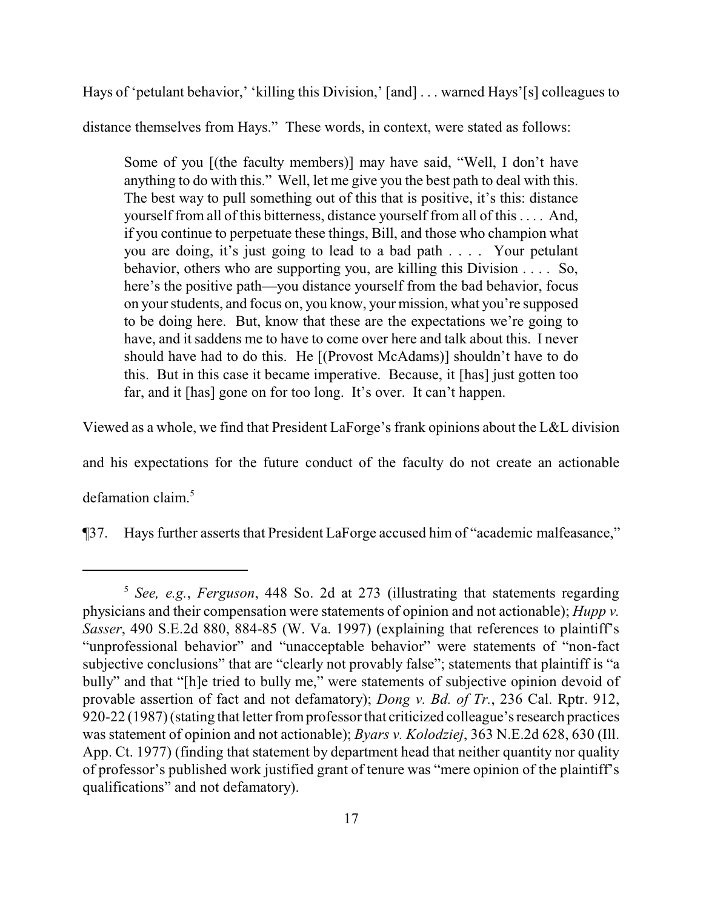Hays of 'petulant behavior,' 'killing this Division,' [and] . . . warned Hays'[s] colleagues to distance themselves from Hays." These words, in context, were stated as follows:

> Some of you [(the faculty members)] may have said, "Well, I don't have anything to do with this." Well, let me give you the best path to deal with this. The best way to pull something out of this that is positive, it's this: distance yourself from all of this bitterness, distance yourself from all of this . . . . And, if you continue to perpetuate these things, Bill, and those who champion what you are doing, it's just going to lead to a bad path . . . . Your petulant behavior, others who are supporting you, are killing this Division . . . . So, here's the positive path—you distance yourself from the bad behavior, focus on your students, and focus on, you know, your mission, what you're supposed to be doing here. But, know that these are the expectations we're going to have, and it saddens me to have to come over here and talk about this. I never should have had to do this. He [(Provost McAdams)] shouldn't have to do this. But in this case it became imperative. Because, it [has] just gotten too far, and it [has] gone on for too long. It's over. It can't happen.

Viewed as a whole, we find that President LaForge's frank opinions about the L&L division and his expectations for the future conduct of the faculty do not create an actionable defamation claim.[5]

¶37. Hays further asserts that President LaForge accused him of "academic malfeasance,"

---

[5] *See, e.g.*, *Ferguson*, 448 So. 2d at 273 (illustrating that statements regarding physicians and their compensation were statements of opinion and not actionable); *Hupp v. Sasser*, 490 S.E.2d 880, 884-85 (W. Va. 1997) (explaining that references to plaintiff's "unprofessional behavior" and "unacceptable behavior" were statements of "non-fact subjective conclusions" that are "clearly not provably false"; statements that plaintiff is "a bully" and that "[h]e tried to bully me," were statements of subjective opinion devoid of provable assertion of fact and not defamatory); *Dong v. Bd. of Tr.*, 236 Cal. Rptr. 912, 920-22 (1987) (stating that letter from professor that criticized colleague's research practices was statement of opinion and not actionable); *Byars v. Kolodziej*, 363 N.E.2d 628, 630 (Ill. App. Ct. 1977) (finding that statement by department head that neither quantity nor quality of professor's published work justified grant of tenure was "mere opinion of the plaintiff's qualifications" and not defamatory).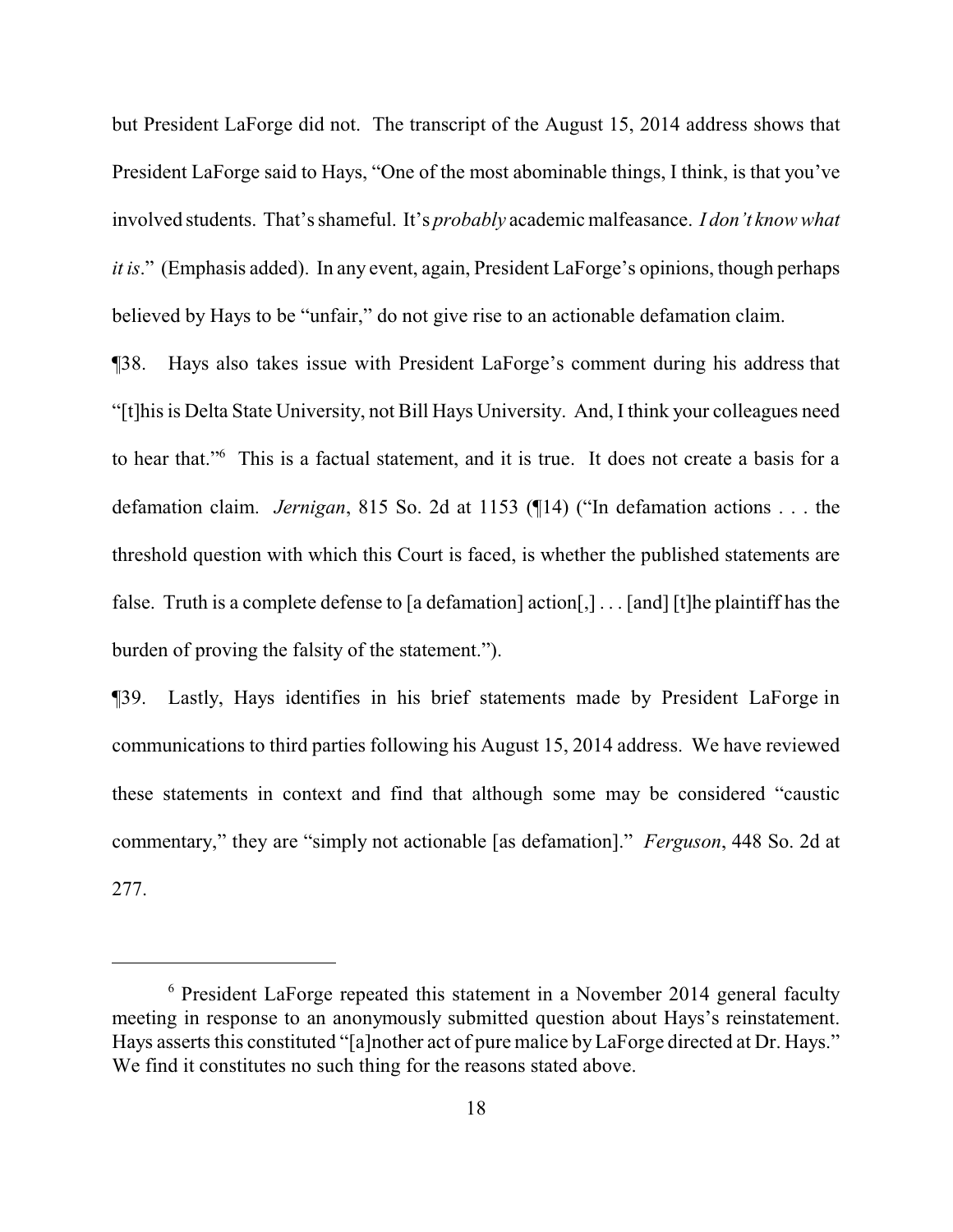but President LaForge did not. The transcript of the August 15, 2014 address shows that President LaForge said to Hays, "One of the most abominable things, I think, is that you've involved students. That's shameful. It's *probably* academic malfeasance. *I don't know what it is*." (Emphasis added). In any event, again, President LaForge's opinions, though perhaps believed by Hays to be "unfair," do not give rise to an actionable defamation claim.

¶38. Hays also takes issue with President LaForge's comment during his address that "[t]his is Delta State University, not Bill Hays University. And, I think your colleagues need to hear that."[6] This is a factual statement, and it is true. It does not create a basis for a defamation claim. *Jernigan*, 815 So. 2d at 1153 (¶14) ("In defamation actions . . . the threshold question with which this Court is faced, is whether the published statements are false. Truth is a complete defense to [a defamation] action[,] . . . [and] [t]he plaintiff has the burden of proving the falsity of the statement.").

¶39. Lastly, Hays identifies in his brief statements made by President LaForge in communications to third parties following his August 15, 2014 address. We have reviewed these statements in context and find that although some may be considered "caustic commentary," they are "simply not actionable [as defamation]." *Ferguson*, 448 So. 2d at 277.

---

[6] President LaForge repeated this statement in a November 2014 general faculty meeting in response to an anonymously submitted question about Hays's reinstatement. Hays asserts this constituted "[a]nother act of pure malice by LaForge directed at Dr. Hays." We find it constitutes no such thing for the reasons stated above.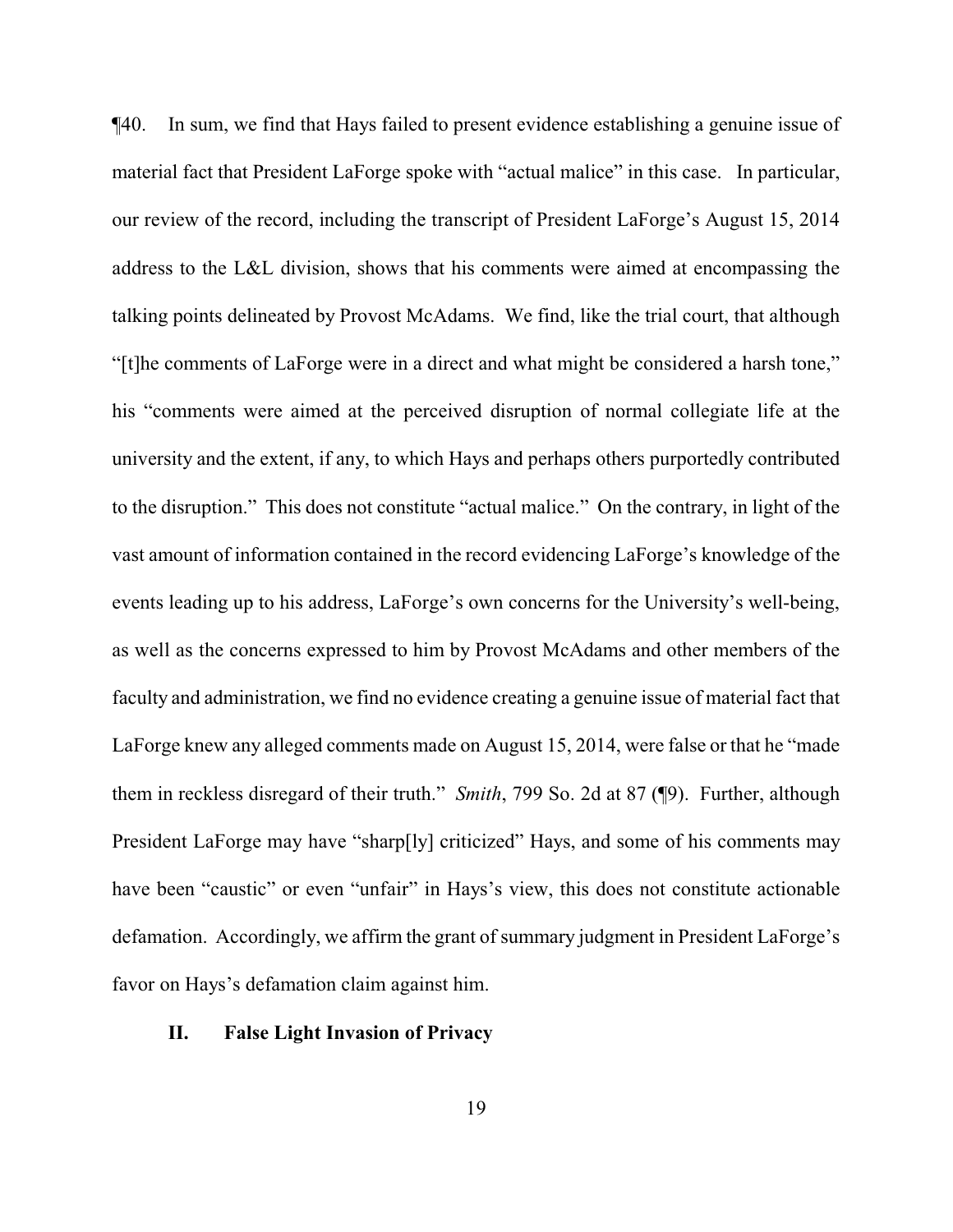¶40. In sum, we find that Hays failed to present evidence establishing a genuine issue of material fact that President LaForge spoke with "actual malice" in this case. In particular, our review of the record, including the transcript of President LaForge's August 15, 2014 address to the L&L division, shows that his comments were aimed at encompassing the talking points delineated by Provost McAdams. We find, like the trial court, that although "[t]he comments of LaForge were in a direct and what might be considered a harsh tone," his "comments were aimed at the perceived disruption of normal collegiate life at the university and the extent, if any, to which Hays and perhaps others purportedly contributed to the disruption." This does not constitute "actual malice." On the contrary, in light of the vast amount of information contained in the record evidencing LaForge's knowledge of the events leading up to his address, LaForge's own concerns for the University's well-being, as well as the concerns expressed to him by Provost McAdams and other members of the faculty and administration, we find no evidence creating a genuine issue of material fact that LaForge knew any alleged comments made on August 15, 2014, were false or that he "made them in reckless disregard of their truth." *Smith*, 799 So. 2d at 87 (¶9). Further, although President LaForge may have "sharp[ly] criticized" Hays, and some of his comments may have been "caustic" or even "unfair" in Hays's view, this does not constitute actionable defamation. Accordingly, we affirm the grant of summary judgment in President LaForge's favor on Hays's defamation claim against him.

## II. False Light Invasion of Privacy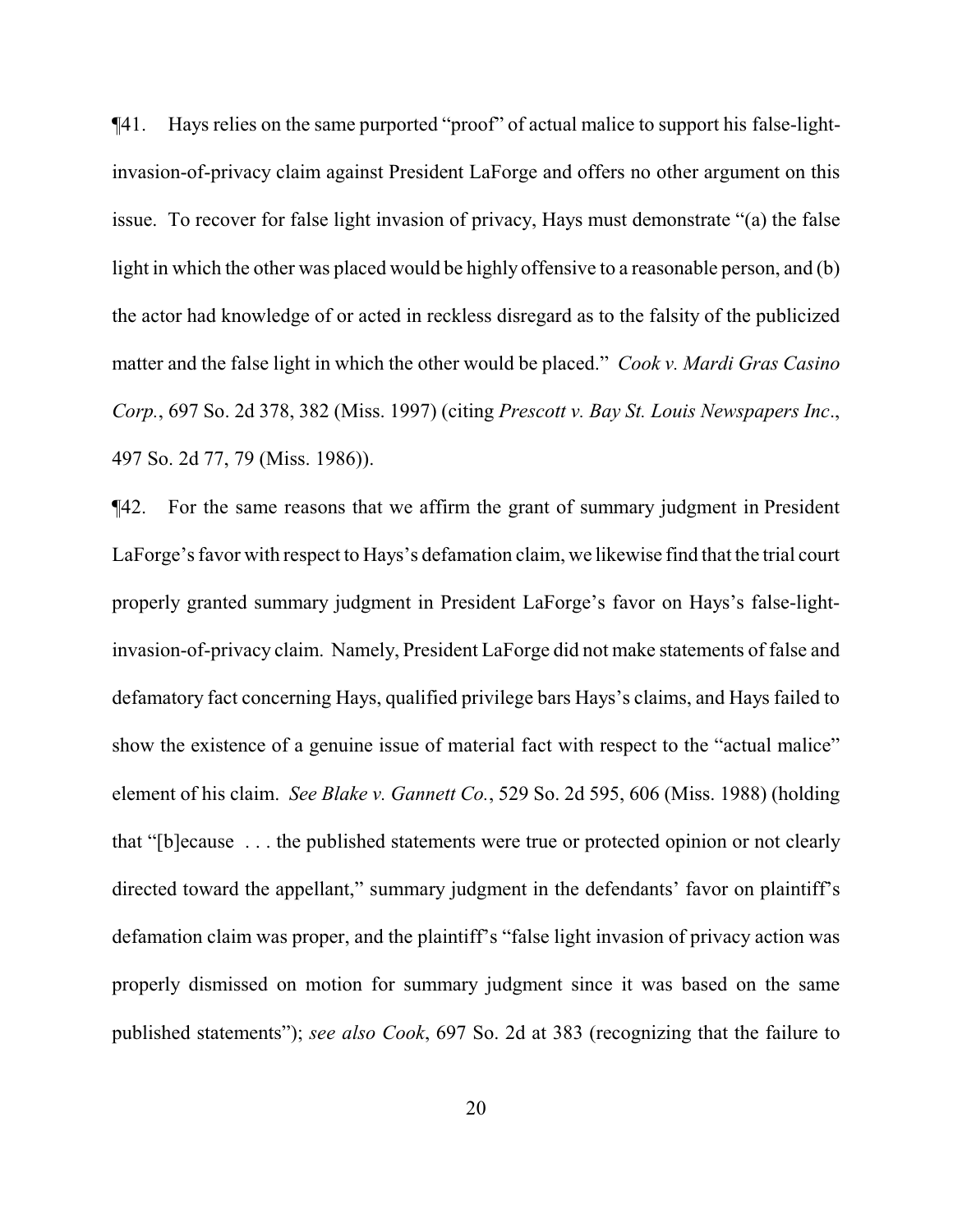¶41. Hays relies on the same purported "proof" of actual malice to support his false-light-invasion-of-privacy claim against President LaForge and offers no other argument on this issue. To recover for false light invasion of privacy, Hays must demonstrate "(a) the false light in which the other was placed would be highly offensive to a reasonable person, and (b) the actor had knowledge of or acted in reckless disregard as to the falsity of the publicized matter and the false light in which the other would be placed." *Cook v. Mardi Gras Casino Corp.*, 697 So. 2d 378, 382 (Miss. 1997) (citing *Prescott v. Bay St. Louis Newspapers Inc*., 497 So. 2d 77, 79 (Miss. 1986)).

¶42. For the same reasons that we affirm the grant of summary judgment in President LaForge's favor with respect to Hays's defamation claim, we likewise find that the trial court properly granted summary judgment in President LaForge's favor on Hays's false-light-invasion-of-privacy claim. Namely, President LaForge did not make statements of false and defamatory fact concerning Hays, qualified privilege bars Hays's claims, and Hays failed to show the existence of a genuine issue of material fact with respect to the "actual malice" element of his claim. *See Blake v. Gannett Co.*, 529 So. 2d 595, 606 (Miss. 1988) (holding that "[b]ecause . . . the published statements were true or protected opinion or not clearly directed toward the appellant," summary judgment in the defendants' favor on plaintiff's defamation claim was proper, and the plaintiff's "false light invasion of privacy action was properly dismissed on motion for summary judgment since it was based on the same published statements"); *see also Cook*, 697 So. 2d at 383 (recognizing that the failure to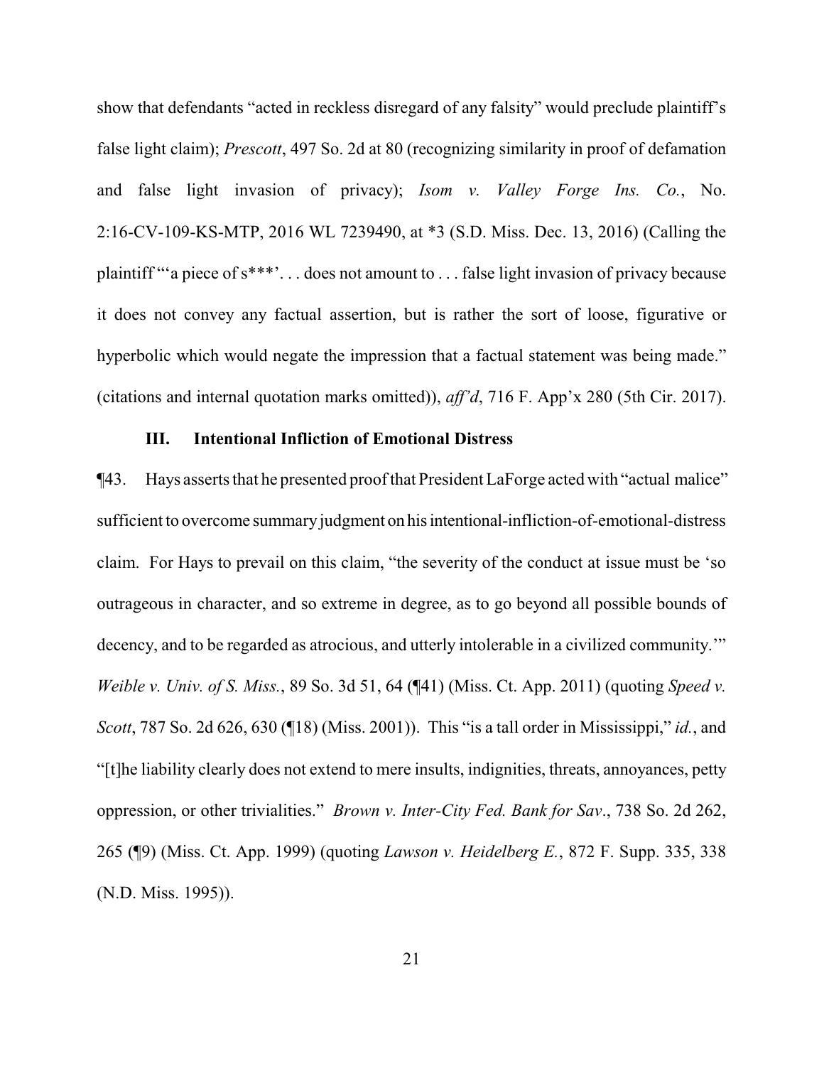show that defendants "acted in reckless disregard of any falsity" would preclude plaintiff's false light claim); *Prescott*, 497 So. 2d at 80 (recognizing similarity in proof of defamation and false light invasion of privacy); *Isom v. Valley Forge Ins. Co.*, No. 2:16-CV-109-KS-MTP, 2016 WL 7239490, at *3 (S.D. Miss. Dec. 13, 2016) (Calling the plaintiff "'a piece of s***'. . . does not amount to . . . false light invasion of privacy because it does not convey any factual assertion, but is rather the sort of loose, figurative or hyperbolic which would negate the impression that a factual statement was being made." (citations and internal quotation marks omitted)), *aff'd*, 716 F. App'x 280 (5th Cir. 2017).

### III. Intentional Infliction of Emotional Distress

¶43. Hays asserts that he presented proof that President LaForge acted with "actual malice" sufficient to overcome summary judgment on his intentional-infliction-of-emotional-distress claim. For Hays to prevail on this claim, "the severity of the conduct at issue must be 'so outrageous in character, and so extreme in degree, as to go beyond all possible bounds of decency, and to be regarded as atrocious, and utterly intolerable in a civilized community.'" *Weible v. Univ. of S. Miss.*, 89 So. 3d 51, 64 (¶41) (Miss. Ct. App. 2011) (quoting *Speed v. Scott*, 787 So. 2d 626, 630 (¶18) (Miss. 2001)). This "is a tall order in Mississippi," *id.*, and "[t]he liability clearly does not extend to mere insults, indignities, threats, annoyances, petty oppression, or other trivialities." *Brown v. Inter-City Fed. Bank for Sav*., 738 So. 2d 262, 265 (¶9) (Miss. Ct. App. 1999) (quoting *Lawson v. Heidelberg E.*, 872 F. Supp. 335, 338 (N.D. Miss. 1995)).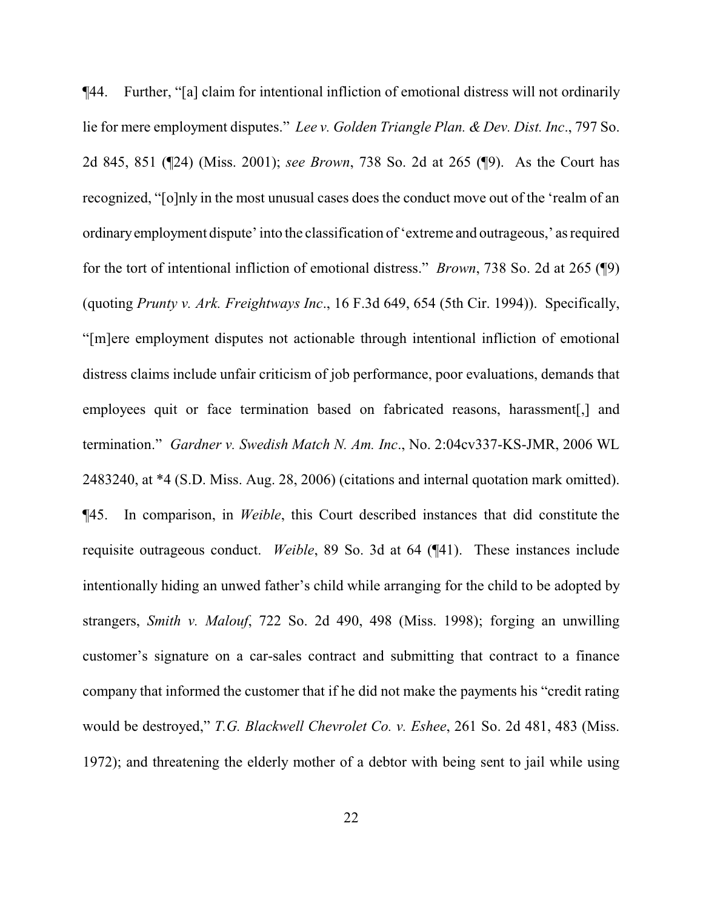¶44. Further, "[a] claim for intentional infliction of emotional distress will not ordinarily lie for mere employment disputes." *Lee v. Golden Triangle Plan. & Dev. Dist. Inc*., 797 So. 2d 845, 851 (¶24) (Miss. 2001); *see Brown*, 738 So. 2d at 265 (¶9). As the Court has recognized, "[o]nly in the most unusual cases does the conduct move out of the 'realm of an ordinary employment dispute' into the classification of 'extreme and outrageous,' as required for the tort of intentional infliction of emotional distress." *Brown*, 738 So. 2d at 265 (¶9) (quoting *Prunty v. Ark. Freightways Inc*., 16 F.3d 649, 654 (5th Cir. 1994)). Specifically, "[m]ere employment disputes not actionable through intentional infliction of emotional distress claims include unfair criticism of job performance, poor evaluations, demands that employees quit or face termination based on fabricated reasons, harassment[,] and termination." *Gardner v. Swedish Match N. Am. Inc*., No. 2:04cv337-KS-JMR, 2006 WL 2483240, at *4 (S.D. Miss. Aug. 28, 2006) (citations and internal quotation mark omitted).

¶45. In comparison, in *Weible*, this Court described instances that did constitute the requisite outrageous conduct. *Weible*, 89 So. 3d at 64 (¶41). These instances include intentionally hiding an unwed father's child while arranging for the child to be adopted by strangers, *Smith v. Malouf*, 722 So. 2d 490, 498 (Miss. 1998); forging an unwilling customer's signature on a car-sales contract and submitting that contract to a finance company that informed the customer that if he did not make the payments his "credit rating would be destroyed," *T.G. Blackwell Chevrolet Co. v. Eshee*, 261 So. 2d 481, 483 (Miss. 1972); and threatening the elderly mother of a debtor with being sent to jail while using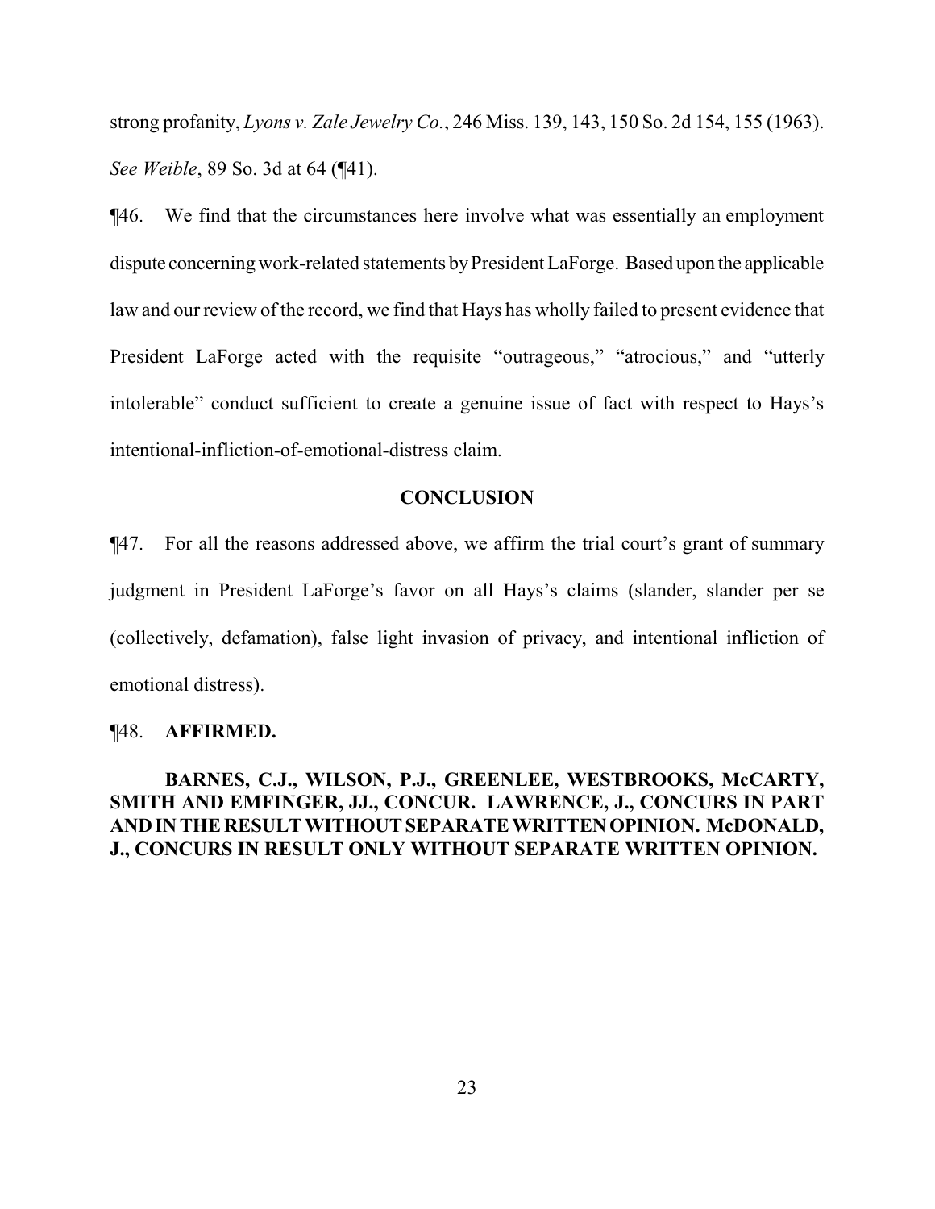strong profanity, *Lyons v. Zale Jewelry Co.*, 246 Miss. 139, 143, 150 So. 2d 154, 155 (1963). *See Weible*, 89 So. 3d at 64 (¶41).

¶46. We find that the circumstances here involve what was essentially an employment dispute concerning work-related statements by President LaForge. Based upon the applicable law and our review of the record, we find that Hays has wholly failed to present evidence that President LaForge acted with the requisite "outrageous," "atrocious," and "utterly intolerable" conduct sufficient to create a genuine issue of fact with respect to Hays's intentional-infliction-of-emotional-distress claim.

## CONCLUSION

¶47. For all the reasons addressed above, we affirm the trial court's grant of summary judgment in President LaForge's favor on all Hays's claims (slander, slander per se (collectively, defamation), false light invasion of privacy, and intentional infliction of emotional distress).

¶48. **AFFIRMED.**

**BARNES, C.J., WILSON, P.J., GREENLEE, WESTBROOKS, McCARTY, SMITH AND EMFINGER, JJ., CONCUR. LAWRENCE, J., CONCURS IN PART AND IN THE RESULT WITHOUT SEPARATE WRITTEN OPINION. McDONALD, J., CONCURS IN RESULT ONLY WITHOUT SEPARATE WRITTEN OPINION.**